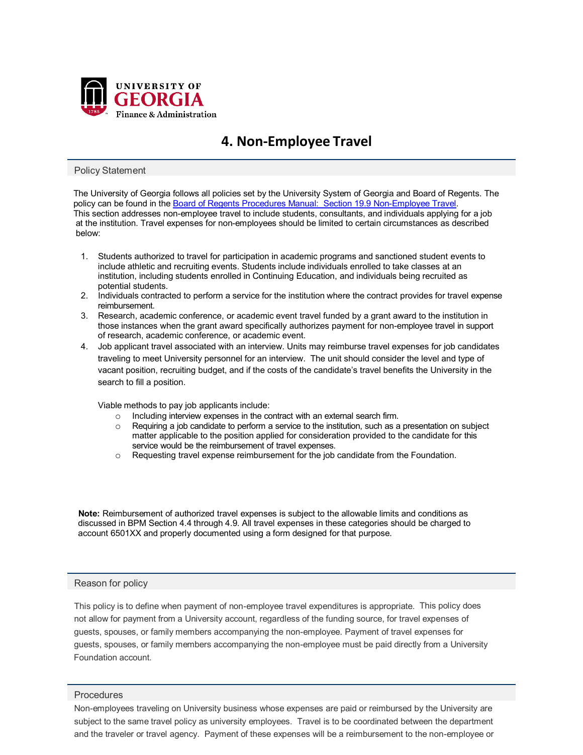UNIVERSITY OF GEORGIA
Finance & Administration

# 4. Non-Employee Travel

## Policy Statement

The University of Georgia follows all policies set by the University System of Georgia and Board of Regents. The policy can be found in the [Board of Regents Procedures Manual: Section 19.9 Non-Employee Travel](). This section addresses non-employee travel to include students, consultants, and individuals applying for a job at the institution. Travel expenses for non-employees should be limited to certain circumstances as described below:

1. Students authorized to travel for participation in academic programs and sanctioned student events to include athletic and recruiting events. Students include individuals enrolled to take classes at an institution, including students enrolled in Continuing Education, and individuals being recruited as potential students.
2. Individuals contracted to perform a service for the institution where the contract provides for travel expense reimbursement.
3. Research, academic conference, or academic event travel funded by a grant award to the institution in those instances when the grant award specifically authorizes payment for non-employee travel in support of research, academic conference, or academic event.
4. Job applicant travel associated with an interview. Units may reimburse travel expenses for job candidates traveling to meet University personnel for an interview. The unit should consider the level and type of vacant position, recruiting budget, and if the costs of the candidate's travel benefits the University in the search to fill a position.

   Viable methods to pay job applicants include:
   - Including interview expenses in the contract with an external search firm.
   - Requiring a job candidate to perform a service to the institution, such as a presentation on subject matter applicable to the position applied for consideration provided to the candidate for this service would be the reimbursement of travel expenses.
   - Requesting travel expense reimbursement for the job candidate from the Foundation.

**Note:** Reimbursement of authorized travel expenses is subject to the allowable limits and conditions as discussed in BPM Section 4.4 through 4.9. All travel expenses in these categories should be charged to account 6501XX and properly documented using a form designed for that purpose.

## Reason for policy

This policy is to define when payment of non-employee travel expenditures is appropriate. This policy does not allow for payment from a University account, regardless of the funding source, for travel expenses of guests, spouses, or family members accompanying the non-employee. Payment of travel expenses for guests, spouses, or family members accompanying the non-employee must be paid directly from a University Foundation account.

## Procedures

Non-employees traveling on University business whose expenses are paid or reimbursed by the University are subject to the same travel policy as university employees. Travel is to be coordinated between the department and the traveler or travel agency. Payment of these expenses will be a reimbursement to the non-employee or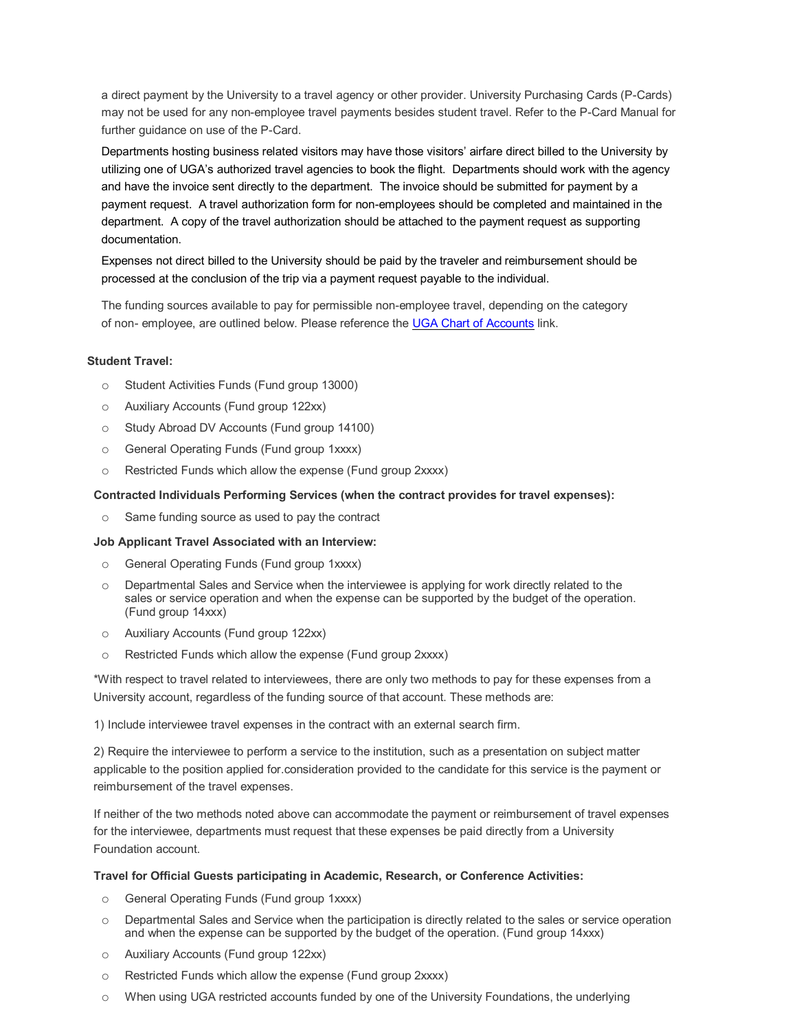a direct payment by the University to a travel agency or other provider. University Purchasing Cards (P-Cards) may not be used for any non-employee travel payments besides student travel. Refer to the P-Card Manual for further guidance on use of the P-Card.

Departments hosting business related visitors may have those visitors' airfare direct billed to the University by utilizing one of UGA's authorized travel agencies to book the flight. Departments should work with the agency and have the invoice sent directly to the department. The invoice should be submitted for payment by a payment request. A travel authorization form for non-employees should be completed and maintained in the department. A copy of the travel authorization should be attached to the payment request as supporting documentation.

Expenses not direct billed to the University should be paid by the traveler and reimbursement should be processed at the conclusion of the trip via a payment request payable to the individual.

The funding sources available to pay for permissible non-employee travel, depending on the category of non- employee, are outlined below. Please reference the [UGA Chart of Accounts] link.

**Student Travel:**

- Student Activities Funds (Fund group 13000)
- Auxiliary Accounts (Fund group 122xx)
- Study Abroad DV Accounts (Fund group 14100)
- General Operating Funds (Fund group 1xxxx)
- Restricted Funds which allow the expense (Fund group 2xxxx)

**Contracted Individuals Performing Services (when the contract provides for travel expenses):**

- Same funding source as used to pay the contract

**Job Applicant Travel Associated with an Interview:**

- General Operating Funds (Fund group 1xxxx)
- Departmental Sales and Service when the interviewee is applying for work directly related to the sales or service operation and when the expense can be supported by the budget of the operation. (Fund group 14xxx)
- Auxiliary Accounts (Fund group 122xx)
- Restricted Funds which allow the expense (Fund group 2xxxx)

*With respect to travel related to interviewees, there are only two methods to pay for these expenses from a University account, regardless of the funding source of that account. These methods are:

1) Include interviewee travel expenses in the contract with an external search firm.

2) Require the interviewee to perform a service to the institution, such as a presentation on subject matter applicable to the position applied for.consideration provided to the candidate for this service is the payment or reimbursement of the travel expenses.

If neither of the two methods noted above can accommodate the payment or reimbursement of travel expenses for the interviewee, departments must request that these expenses be paid directly from a University Foundation account.

**Travel for Official Guests participating in Academic, Research, or Conference Activities:**

- General Operating Funds (Fund group 1xxxx)
- Departmental Sales and Service when the participation is directly related to the sales or service operation and when the expense can be supported by the budget of the operation. (Fund group 14xxx)
- Auxiliary Accounts (Fund group 122xx)
- Restricted Funds which allow the expense (Fund group 2xxxx)
- When using UGA restricted accounts funded by one of the University Foundations, the underlying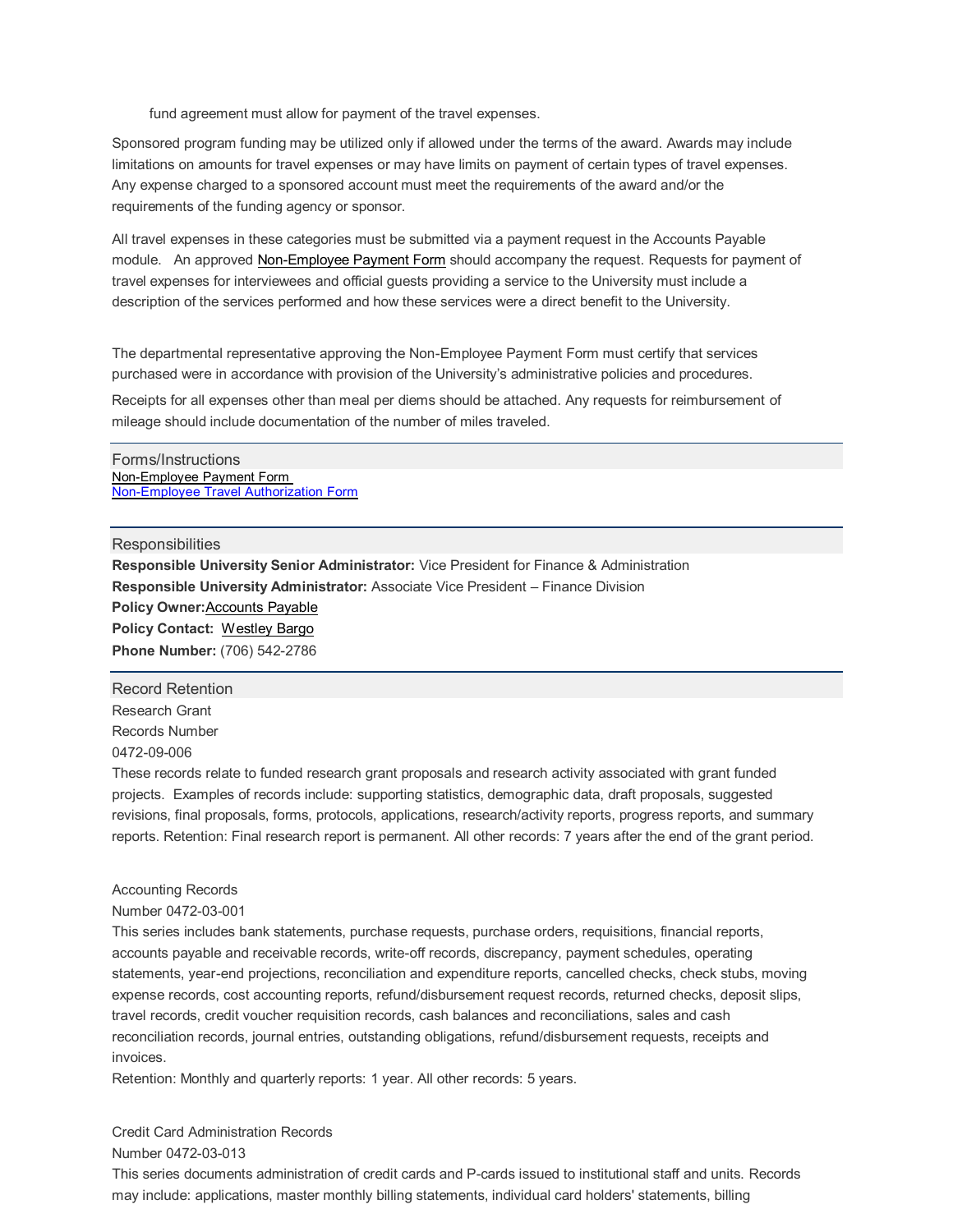fund agreement must allow for payment of the travel expenses.

Sponsored program funding may be utilized only if allowed under the terms of the award. Awards may include limitations on amounts for travel expenses or may have limits on payment of certain types of travel expenses. Any expense charged to a sponsored account must meet the requirements of the award and/or the requirements of the funding agency or sponsor.

All travel expenses in these categories must be submitted via a payment request in the Accounts Payable module. An approved Non-Employee Payment Form should accompany the request. Requests for payment of travel expenses for interviewees and official guests providing a service to the University must include a description of the services performed and how these services were a direct benefit to the University.

The departmental representative approving the Non-Employee Payment Form must certify that services purchased were in accordance with provision of the University's administrative policies and procedures.

Receipts for all expenses other than meal per diems should be attached. Any requests for reimbursement of mileage should include documentation of the number of miles traveled.

## Forms/Instructions

Non-Employee Payment Form
Non-Employee Travel Authorization Form

## Responsibilities

**Responsible University Senior Administrator:** Vice President for Finance & Administration
**Responsible University Administrator:** Associate Vice President – Finance Division
**Policy Owner:** Accounts Payable
**Policy Contact:** Westley Bargo
**Phone Number:** (706) 542-2786

## Record Retention

Research Grant
Records Number
0472-09-006
These records relate to funded research grant proposals and research activity associated with grant funded projects. Examples of records include: supporting statistics, demographic data, draft proposals, suggested revisions, final proposals, forms, protocols, applications, research/activity reports, progress reports, and summary reports. Retention: Final research report is permanent. All other records: 7 years after the end of the grant period.

Accounting Records
Number 0472-03-001
This series includes bank statements, purchase requests, purchase orders, requisitions, financial reports, accounts payable and receivable records, write-off records, discrepancy, payment schedules, operating statements, year-end projections, reconciliation and expenditure reports, cancelled checks, check stubs, moving expense records, cost accounting reports, refund/disbursement request records, returned checks, deposit slips, travel records, credit voucher requisition records, cash balances and reconciliations, sales and cash reconciliation records, journal entries, outstanding obligations, refund/disbursement requests, receipts and invoices.
Retention: Monthly and quarterly reports: 1 year. All other records: 5 years.

Credit Card Administration Records
Number 0472-03-013
This series documents administration of credit cards and P-cards issued to institutional staff and units. Records may include: applications, master monthly billing statements, individual card holders' statements, billing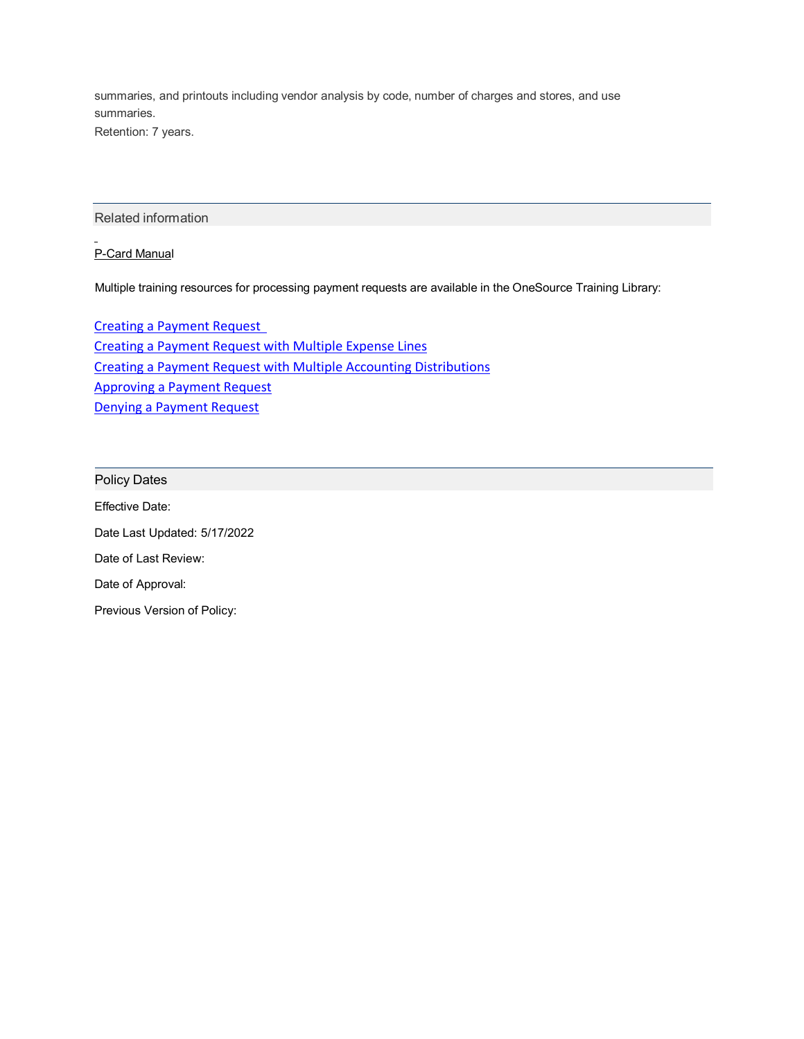summaries, and printouts including vendor analysis by code, number of charges and stores, and use summaries.

Retention: 7 years.

## Related information

P-Card Manual

Multiple training resources for processing payment requests are available in the OneSource Training Library:

Creating a Payment Request
Creating a Payment Request with Multiple Expense Lines
Creating a Payment Request with Multiple Accounting Distributions
Approving a Payment Request
Denying a Payment Request

## Policy Dates

Effective Date:

Date Last Updated: 5/17/2022

Date of Last Review:

Date of Approval:

Previous Version of Policy: